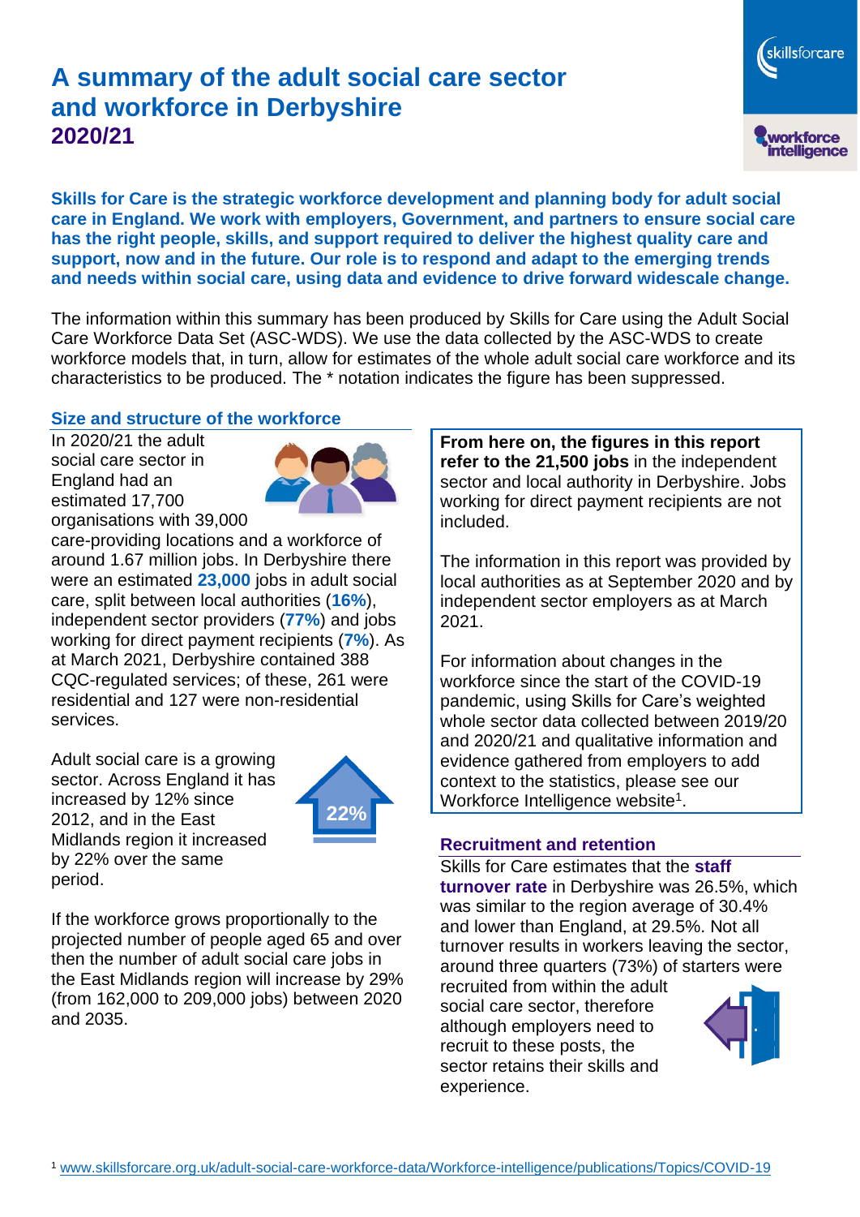# A summary of the adult social care sector and workforce in Derbyshire

## 2020/21

**Skills for Care is the strategic workforce development and planning body for adult social care in England. We work with employers, Government, and partners to ensure social care has the right people, skills, and support required to deliver the highest quality care and support, now and in the future. Our role is to respond and adapt to the emerging trends and needs within social care, using data and evidence to drive forward widescale change.**

The information within this summary has been produced by Skills for Care using the Adult Social Care Workforce Data Set (ASC-WDS). We use the data collected by the ASC-WDS to create workforce models that, in turn, allow for estimates of the whole adult social care workforce and its characteristics to be produced. The * notation indicates the figure has been suppressed.

### Size and structure of the workforce

In 2020/21 the adult social care sector in England had an estimated 17,700 organisations with 39,000 care-providing locations and a workforce of around 1.67 million jobs. In Derbyshire there were an estimated **23,000** jobs in adult social care, split between local authorities (**16%**), independent sector providers (**77%**) and jobs working for direct payment recipients (**7%**). As at March 2021, Derbyshire contained 388 CQC-regulated services; of these, 261 were residential and 127 were non-residential services.

Adult social care is a growing sector. Across England it has increased by 12% since 2012, and in the East Midlands region it increased by 22% over the same period.

22%

If the workforce grows proportionally to the projected number of people aged 65 and over then the number of adult social care jobs in the East Midlands region will increase by 29% (from 162,000 to 209,000 jobs) between 2020 and 2035.

**From here on, the figures in this report refer to the 21,500 jobs** in the independent sector and local authority in Derbyshire. Jobs working for direct payment recipients are not included.

The information in this report was provided by local authorities as at September 2020 and by independent sector employers as at March 2021.

For information about changes in the workforce since the start of the COVID-19 pandemic, using Skills for Care's weighted whole sector data collected between 2019/20 and 2020/21 and qualitative information and evidence gathered from employers to add context to the statistics, please see our Workforce Intelligence website[1].

### Recruitment and retention

Skills for Care estimates that the **staff turnover rate** in Derbyshire was 26.5%, which was similar to the region average of 30.4% and lower than England, at 29.5%. Not all turnover results in workers leaving the sector, around three quarters (73%) of starters were recruited from within the adult social care sector, therefore although employers need to recruit to these posts, the sector retains their skills and experience.

[1] www.skillsforcare.org.uk/adult-social-care-workforce-data/Workforce-intelligence/publications/Topics/COVID-19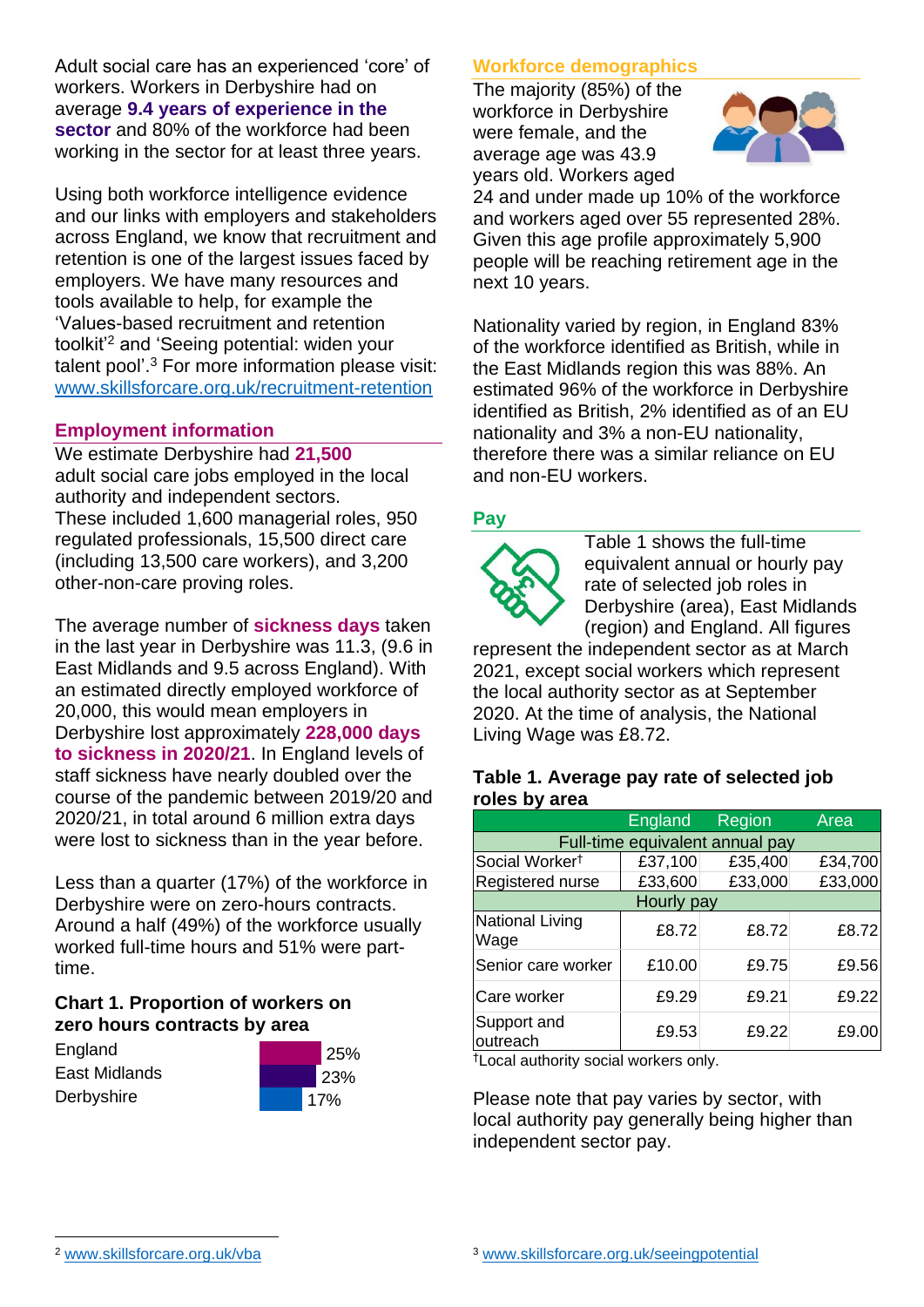Adult social care has an experienced 'core' of workers. Workers in Derbyshire had on average **9.4 years of experience in the sector** and 80% of the workforce had been working in the sector for at least three years.

Using both workforce intelligence evidence and our links with employers and stakeholders across England, we know that recruitment and retention is one of the largest issues faced by employers. We have many resources and tools available to help, for example the 'Values-based recruitment and retention toolkit'[2] and 'Seeing potential: widen your talent pool'.[3] For more information please visit: www.skillsforcare.org.uk/recruitment-retention

## Employment information

We estimate Derbyshire had **21,500** adult social care jobs employed in the local authority and independent sectors. These included 1,600 managerial roles, 950 regulated professionals, 15,500 direct care (including 13,500 care workers), and 3,200 other-non-care proving roles.

The average number of **sickness days** taken in the last year in Derbyshire was 11.3, (9.6 in East Midlands and 9.5 across England). With an estimated directly employed workforce of 20,000, this would mean employers in Derbyshire lost approximately **228,000 days to sickness in 2020/21**. In England levels of staff sickness have nearly doubled over the course of the pandemic between 2019/20 and 2020/21, in total around 6 million extra days were lost to sickness than in the year before.

Less than a quarter (17%) of the workforce in Derbyshire were on zero-hours contracts. Around a half (49%) of the workforce usually worked full-time hours and 51% were part-time.

### Chart 1. Proportion of workers on zero hours contracts by area

| Area | Proportion |
|---|---|
| England | 25% |
| East Midlands | 23% |
| Derbyshire | 17% |

## Workforce demographics

The majority (85%) of the workforce in Derbyshire were female, and the average age was 43.9 years old. Workers aged 24 and under made up 10% of the workforce and workers aged over 55 represented 28%. Given this age profile approximately 5,900 people will be reaching retirement age in the next 10 years.

Nationality varied by region, in England 83% of the workforce identified as British, while in the East Midlands region this was 88%. An estimated 96% of the workforce in Derbyshire identified as British, 2% identified as of an EU nationality and 3% a non-EU nationality, therefore there was a similar reliance on EU and non-EU workers.

## Pay

Table 1 shows the full-time equivalent annual or hourly pay rate of selected job roles in Derbyshire (area), East Midlands (region) and England. All figures represent the independent sector as at March 2021, except social workers which represent the local authority sector as at September 2020. At the time of analysis, the National Living Wage was £8.72.

### Table 1. Average pay rate of selected job roles by area

| | England | Region | Area |
|---|---|---|---|
| **Full-time equivalent annual pay** | | | |
| Social Worker† | £37,100 | £35,400 | £34,700 |
| Registered nurse | £33,600 | £33,000 | £33,000 |
| **Hourly pay** | | | |
| National Living Wage | £8.72 | £8.72 | £8.72 |
| Senior care worker | £10.00 | £9.75 | £9.56 |
| Care worker | £9.29 | £9.21 | £9.22 |
| Support and outreach | £9.53 | £9.22 | £9.00 |

†Local authority social workers only.

Please note that pay varies by sector, with local authority pay generally being higher than independent sector pay.

[2] www.skillsforcare.org.uk/vba

[3] www.skillsforcare.org.uk/seeingpotential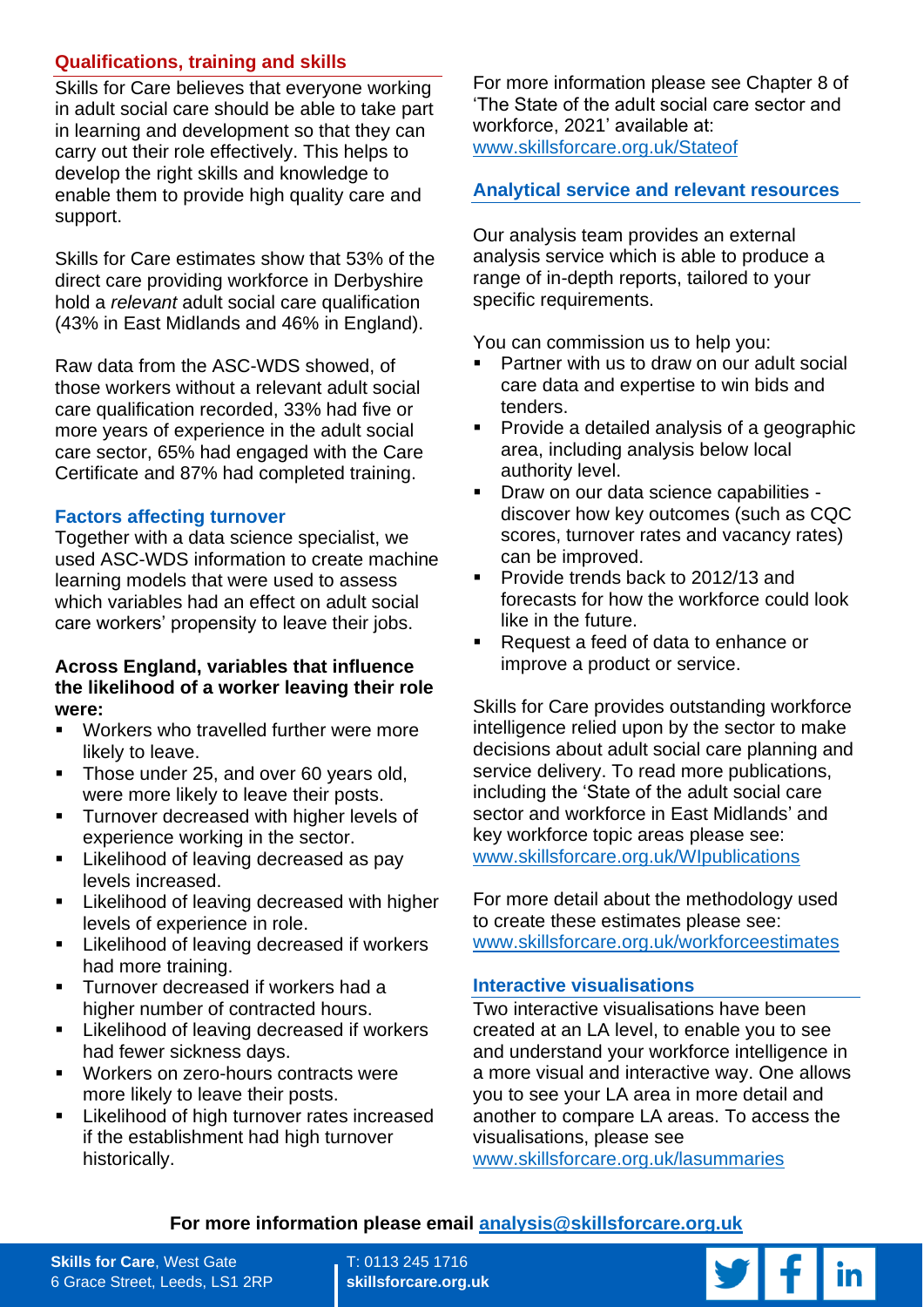## Qualifications, training and skills

Skills for Care believes that everyone working in adult social care should be able to take part in learning and development so that they can carry out their role effectively. This helps to develop the right skills and knowledge to enable them to provide high quality care and support.

Skills for Care estimates show that 53% of the direct care providing workforce in Derbyshire hold a *relevant* adult social care qualification (43% in East Midlands and 46% in England).

Raw data from the ASC-WDS showed, of those workers without a relevant adult social care qualification recorded, 33% had five or more years of experience in the adult social care sector, 65% had engaged with the Care Certificate and 87% had completed training.

## Factors affecting turnover

Together with a data science specialist, we used ASC-WDS information to create machine learning models that were used to assess which variables had an effect on adult social care workers' propensity to leave their jobs.

**Across England, variables that influence the likelihood of a worker leaving their role were:**

- Workers who travelled further were more likely to leave.
- Those under 25, and over 60 years old, were more likely to leave their posts.
- Turnover decreased with higher levels of experience working in the sector.
- Likelihood of leaving decreased as pay levels increased.
- Likelihood of leaving decreased with higher levels of experience in role.
- Likelihood of leaving decreased if workers had more training.
- Turnover decreased if workers had a higher number of contracted hours.
- Likelihood of leaving decreased if workers had fewer sickness days.
- Workers on zero-hours contracts were more likely to leave their posts.
- Likelihood of high turnover rates increased if the establishment had high turnover historically.

For more information please see Chapter 8 of 'The State of the adult social care sector and workforce, 2021' available at: www.skillsforcare.org.uk/Stateof

## Analytical service and relevant resources

Our analysis team provides an external analysis service which is able to produce a range of in-depth reports, tailored to your specific requirements.

You can commission us to help you:

- Partner with us to draw on our adult social care data and expertise to win bids and tenders.
- Provide a detailed analysis of a geographic area, including analysis below local authority level.
- Draw on our data science capabilities - discover how key outcomes (such as CQC scores, turnover rates and vacancy rates) can be improved.
- Provide trends back to 2012/13 and forecasts for how the workforce could look like in the future.
- Request a feed of data to enhance or improve a product or service.

Skills for Care provides outstanding workforce intelligence relied upon by the sector to make decisions about adult social care planning and service delivery. To read more publications, including the 'State of the adult social care sector and workforce in East Midlands' and key workforce topic areas please see: www.skillsforcare.org.uk/WIpublications

For more detail about the methodology used to create these estimates please see: www.skillsforcare.org.uk/workforceestimates

## Interactive visualisations

Two interactive visualisations have been created at an LA level, to enable you to see and understand your workforce intelligence in a more visual and interactive way. One allows you to see your LA area in more detail and another to compare LA areas. To access the visualisations, please see www.skillsforcare.org.uk/lasummaries

**For more information please email analysis@skillsforcare.org.uk**

**Skills for Care**, West Gate
6 Grace Street, Leeds, LS1 2RP

T: 0113 245 1716
**skillsforcare.org.uk**